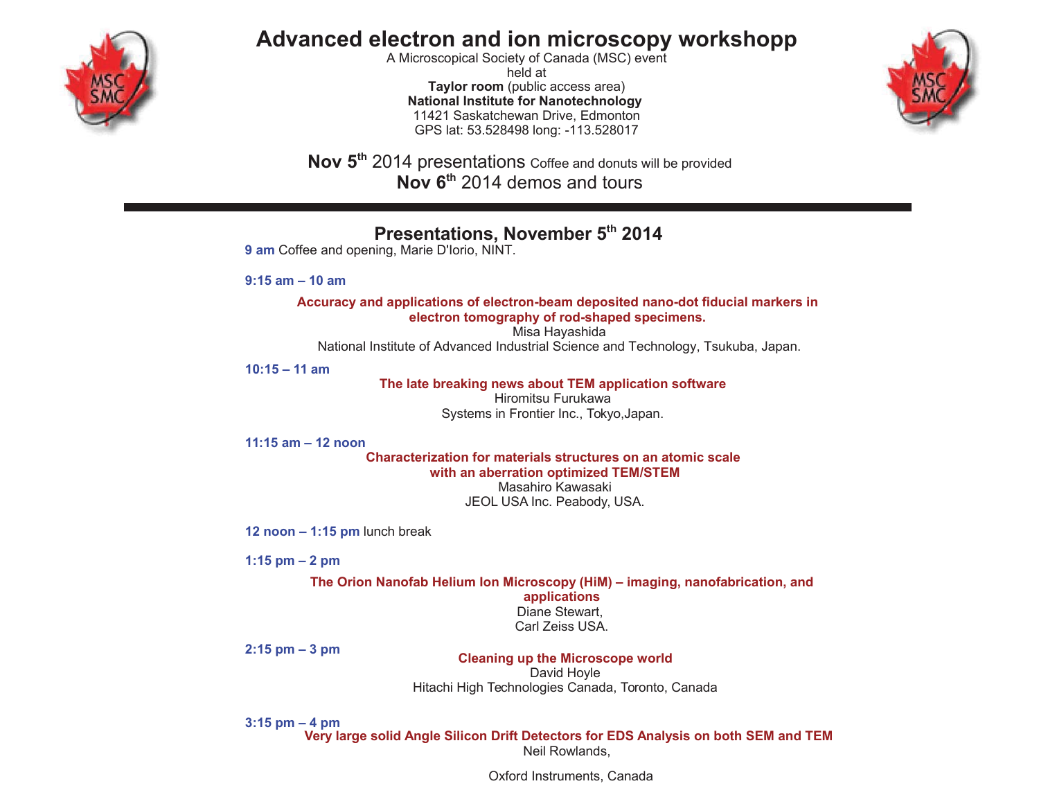# Advanced electron and ion microscopy workshopp

A Microscopical Society of Canada (MSC) event
held at
**Taylor room** (public access area)
**National Institute for Nanotechnology**
11421 Saskatchewan Drive, Edmonton
GPS lat: 53.528498 long: -113.528017

**Nov 5th** 2014 presentations Coffee and donuts will be provided
**Nov 6th** 2014 demos and tours

---

## Presentations, November 5th 2014

**9 am** Coffee and opening, Marie D'Iorio, NINT.

**9:15 am – 10 am**

**Accuracy and applications of electron-beam deposited nano-dot fiducial markers in electron tomography of rod-shaped specimens.**
Misa Hayashida
National Institute of Advanced Industrial Science and Technology, Tsukuba, Japan.

**10:15 – 11 am**

**The late breaking news about TEM application software**
Hiromitsu Furukawa
Systems in Frontier Inc., Tokyo,Japan.

**11:15 am – 12 noon**

**Characterization for materials structures on an atomic scale with an aberration optimized TEM/STEM**
Masahiro Kawasaki
JEOL USA Inc. Peabody, USA.

**12 noon – 1:15 pm** lunch break

**1:15 pm – 2 pm**

**The Orion Nanofab Helium Ion Microscopy (HiM) – imaging, nanofabrication, and applications**
Diane Stewart,
Carl Zeiss USA.

**2:15 pm – 3 pm**

**Cleaning up the Microscope world**
David Hoyle
Hitachi High Technologies Canada, Toronto, Canada

**3:15 pm – 4 pm**

**Very large solid Angle Silicon Drift Detectors for EDS Analysis on both SEM and TEM**
Neil Rowlands,

Oxford Instruments, Canada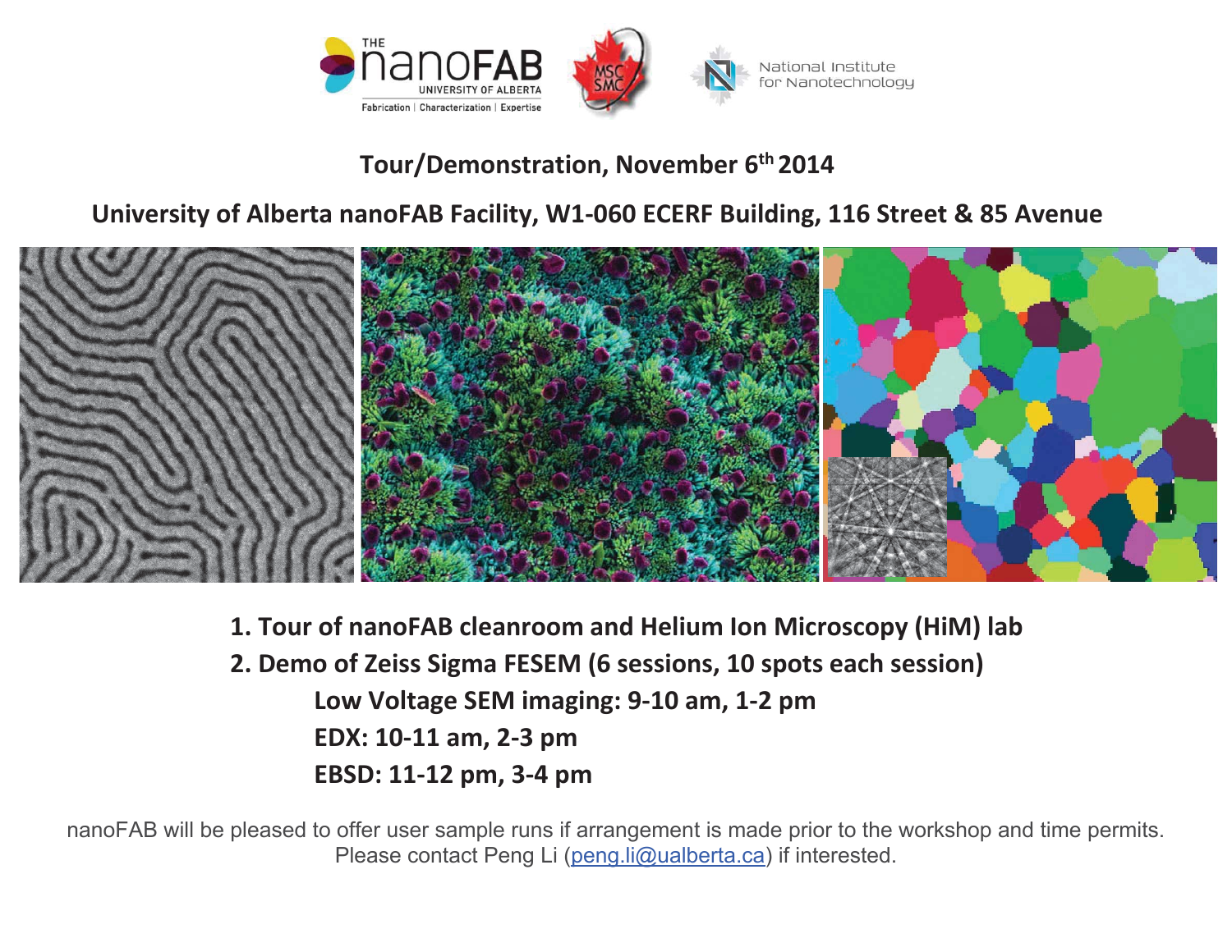THE nanoFAB UNIVERSITY OF ALBERTA
Fabrication | Characterization | Expertise

MSC SMC

National Institute for Nanotechnology

# Tour/Demonstration, November 6th 2014

## University of Alberta nanoFAB Facility, W1-060 ECERF Building, 116 Street & 85 Avenue

**1. Tour of nanoFAB cleanroom and Helium Ion Microscopy (HiM) lab**

**2. Demo of Zeiss Sigma FESEM (6 sessions, 10 spots each session)**

**Low Voltage SEM imaging: 9-10 am, 1-2 pm**

**EDX: 10-11 am, 2-3 pm**

**EBSD: 11-12 pm, 3-4 pm**

nanoFAB will be pleased to offer user sample runs if arrangement is made prior to the workshop and time permits. Please contact Peng Li (peng.li@ualberta.ca) if interested.